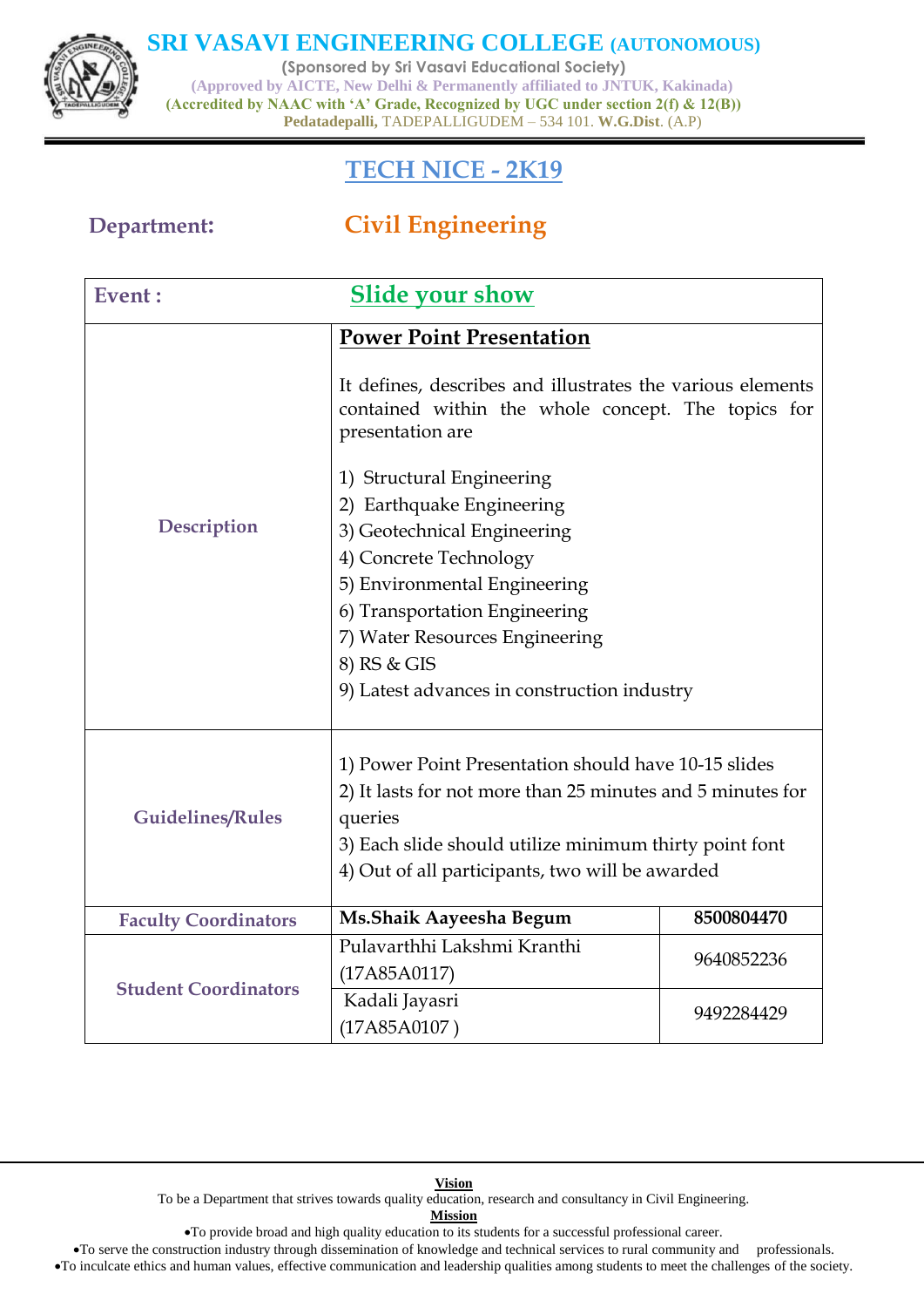# SRI VASAVI ENGINEERING COLLEGE (AUTONOMOUS)

(Sponsored by Sri Vasavi Educational Society)

(Approved by AICTE, New Delhi & Permanently affiliated to JNTUK, Kakinada)

(Accredited by NAAC with 'A' Grade, Recognized by UGC under section 2(f) & 12(B))

**Pedatadepalli,** TADEPALLIGUDEM – 534 101. **W.G.Dist**. (A.P)

## TECH NICE - 2K19

**Department:** **Civil Engineering**

| **Event :** | **Slide your show** | |
|---|---|---|
| **Description** | **Power Point Presentation**<br><br>It defines, describes and illustrates the various elements contained within the whole concept. The topics for presentation are<br><br>1) Structural Engineering<br>2) Earthquake Engineering<br>3) Geotechnical Engineering<br>4) Concrete Technology<br>5) Environmental Engineering<br>6) Transportation Engineering<br>7) Water Resources Engineering<br>8) RS & GIS<br>9) Latest advances in construction industry | |
| **Guidelines/Rules** | 1) Power Point Presentation should have 10-15 slides<br>2) It lasts for not more than 25 minutes and 5 minutes for queries<br>3) Each slide should utilize minimum thirty point font<br>4) Out of all participants, two will be awarded | |
| **Faculty Coordinators** | **Ms.Shaik Aayeesha Begum** | **8500804470** |
| **Student Coordinators** | Pulavarthhi Lakshmi Kranthi (17A85A0117) | 9640852236 |
| | Kadali Jayasri (17A85A0107 ) | 9492284429 |

**Vision**

To be a Department that strives towards quality education, research and consultancy in Civil Engineering.

**Mission**

- To provide broad and high quality education to its students for a successful professional career.
- To serve the construction industry through dissemination of knowledge and technical services to rural community and professionals.
- To inculcate ethics and human values, effective communication and leadership qualities among students to meet the challenges of the society.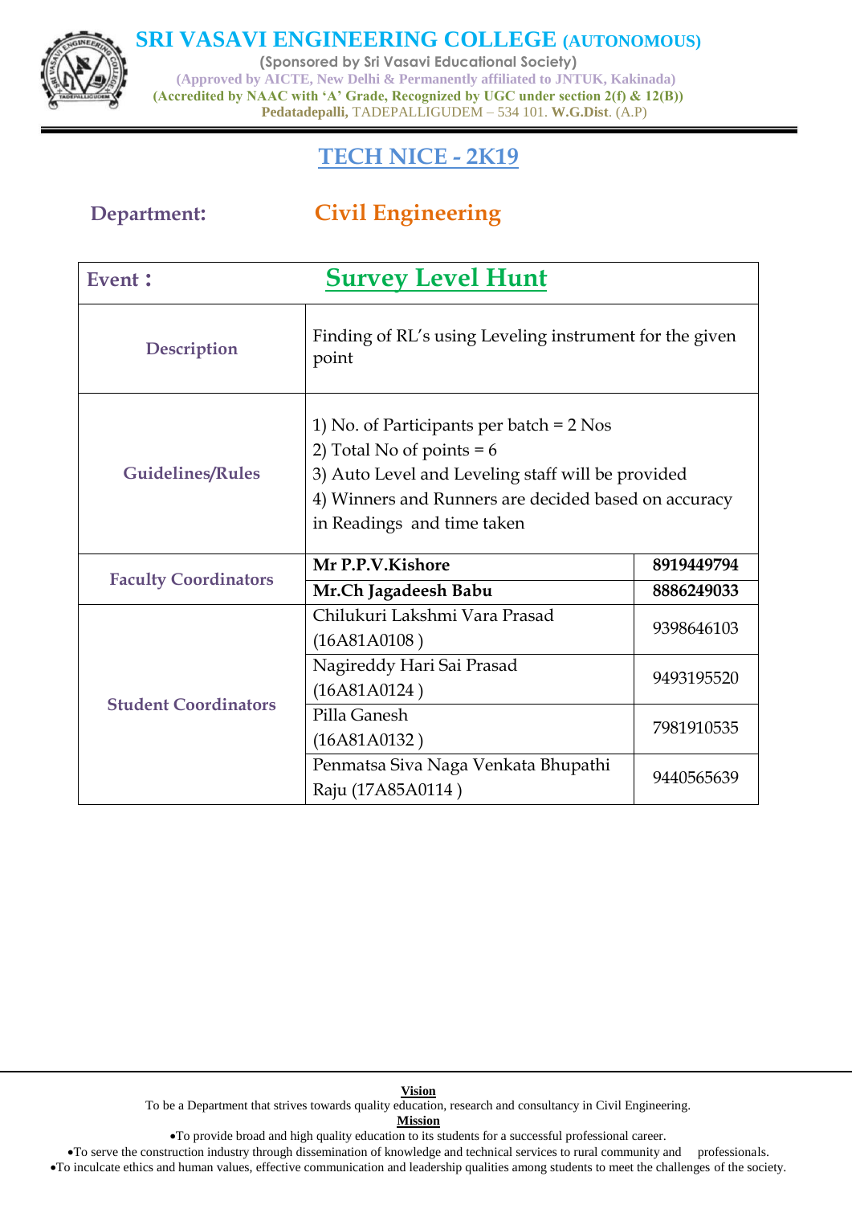# SRI VASAVI ENGINEERING COLLEGE (AUTONOMOUS)

(Sponsored by Sri Vasavi Educational Society)

(Approved by AICTE, New Delhi & Permanently affiliated to JNTUK, Kakinada)

(Accredited by NAAC with 'A' Grade, Recognized by UGC under section 2(f) & 12(B))

**Pedatadepalli,** TADEPALLIGUDEM – 534 101. **W.G.Dist**. (A.P)

## TECH NICE - 2K19

**Department:** Civil Engineering

| Event : | Survey Level Hunt | |
|---|---|---|
| Description | Finding of RL's using Leveling instrument for the given point | |
| Guidelines/Rules | 1) No. of Participants per batch = 2 Nos<br>2) Total No of points = 6<br>3) Auto Level and Leveling staff will be provided<br>4) Winners and Runners are decided based on accuracy in Readings and time taken | |
| Faculty Coordinators | **Mr P.P.V.Kishore** | **8919449794** |
| | **Mr.Ch Jagadeesh Babu** | **8886249033** |
| Student Coordinators | Chilukuri Lakshmi Vara Prasad (16A81A0108 ) | 9398646103 |
| | Nagireddy Hari Sai Prasad (16A81A0124 ) | 9493195520 |
| | Pilla Ganesh (16A81A0132 ) | 7981910535 |
| | Penmatsa Siva Naga Venkata Bhupathi Raju (17A85A0114 ) | 9440565639 |

**Vision**

To be a Department that strives towards quality education, research and consultancy in Civil Engineering.

**Mission**

- To provide broad and high quality education to its students for a successful professional career.
- To serve the construction industry through dissemination of knowledge and technical services to rural community and professionals.
- To inculcate ethics and human values, effective communication and leadership qualities among students to meet the challenges of the society.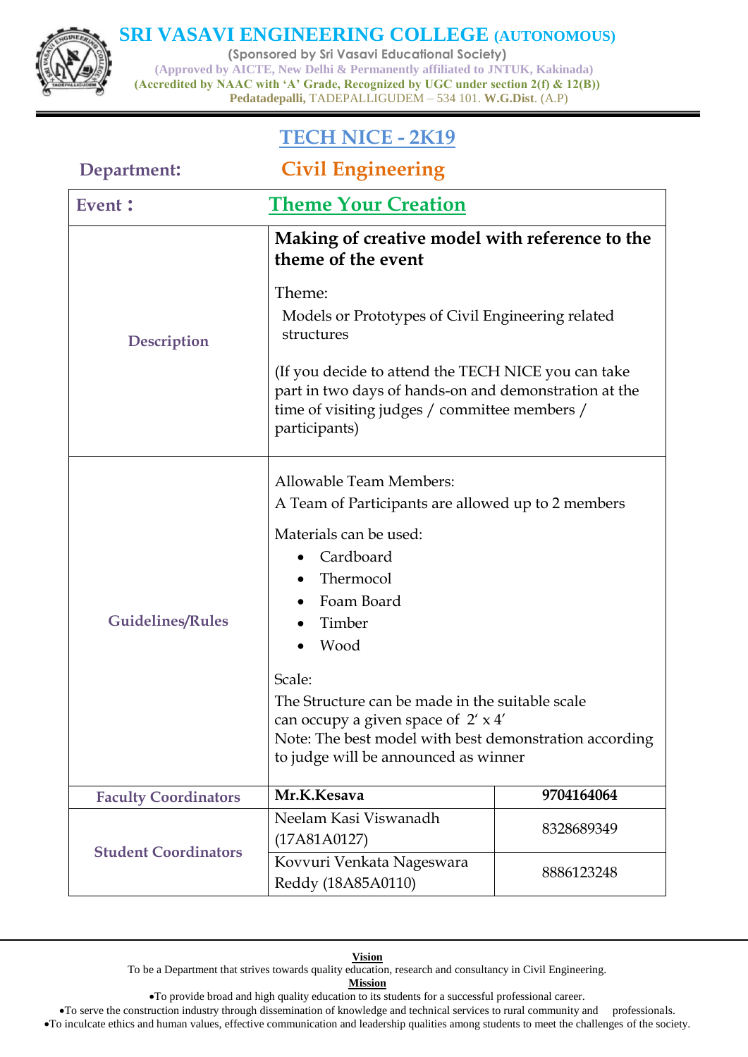# SRI VASAVI ENGINEERING COLLEGE (AUTONOMOUS)

(Sponsored by Sri Vasavi Educational Society)
(Approved by AICTE, New Delhi & Permanently affiliated to JNTUK, Kakinada)
(Accredited by NAAC with 'A' Grade, Recognized by UGC under section 2(f) & 12(B))
Pedatadepalli, TADEPALLIGUDEM – 534 101. W.G.Dist. (A.P)

## TECH NICE - 2K19

**Department:** Civil Engineering

| Event : | Theme Your Creation | |
|---|---|---|
| Description | **Making of creative model with reference to the theme of the event**<br><br>Theme:<br>Models or Prototypes of Civil Engineering related structures<br><br>(If you decide to attend the TECH NICE you can take part in two days of hands-on and demonstration at the time of visiting judges / committee members / participants) | |
| Guidelines/Rules | Allowable Team Members:<br>A Team of Participants are allowed up to 2 members<br><br>Materials can be used:<br>• Cardboard<br>• Thermocol<br>• Foam Board<br>• Timber<br>• Wood<br><br>Scale:<br>The Structure can be made in the suitable scale can occupy a given space of 2' x 4'<br>Note: The best model with best demonstration according to judge will be announced as winner | |
| Faculty Coordinators | **Mr.K.Kesava** | **9704164064** |
| Student Coordinators | Neelam Kasi Viswanadh (17A81A0127) | 8328689349 |
| | Kovvuri Venkata Nageswara Reddy (18A85A0110) | 8886123248 |

**Vision**

To be a Department that strives towards quality education, research and consultancy in Civil Engineering.

**Mission**

- To provide broad and high quality education to its students for a successful professional career.
- To serve the construction industry through dissemination of knowledge and technical services to rural community and professionals.
- To inculcate ethics and human values, effective communication and leadership qualities among students to meet the challenges of the society.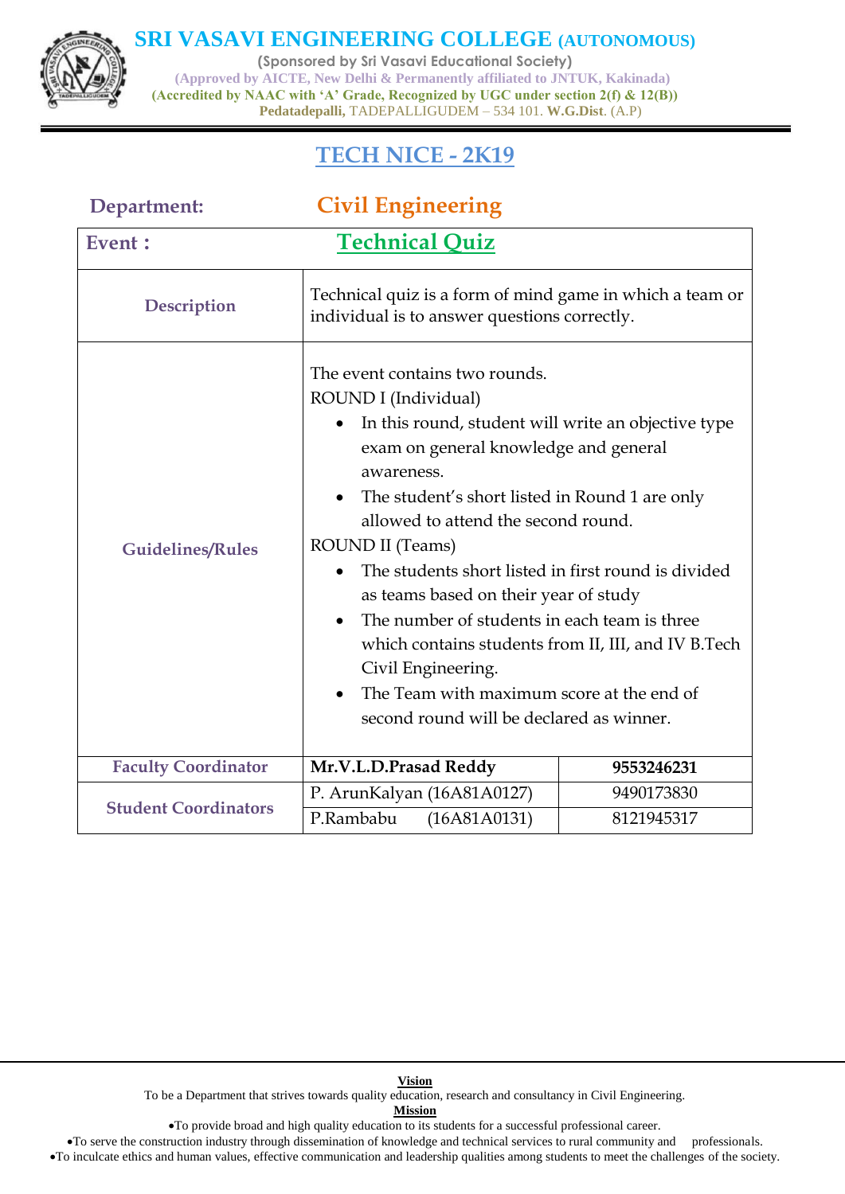# SRI VASAVI ENGINEERING COLLEGE (AUTONOMOUS)

(Sponsored by Sri Vasavi Educational Society)

(Approved by AICTE, New Delhi & Permanently affiliated to JNTUK, Kakinada)

(Accredited by NAAC with 'A' Grade, Recognized by UGC under section 2(f) & 12(B))

**Pedatadepalli,** TADEPALLIGUDEM – 534 101. **W.G.Dist**. (A.P)

## TECH NICE - 2K19

**Department:** Civil Engineering

| Event : | Technical Quiz | |
|---|---|---|
| Description | Technical quiz is a form of mind game in which a team or individual is to answer questions correctly. | |
| Guidelines/Rules | The event contains two rounds.<br>ROUND I (Individual)<br>• In this round, student will write an objective type exam on general knowledge and general awareness.<br>• The student's short listed in Round 1 are only allowed to attend the second round.<br>ROUND II (Teams)<br>• The students short listed in first round is divided as teams based on their year of study<br>• The number of students in each team is three which contains students from II, III, and IV B.Tech Civil Engineering.<br>• The Team with maximum score at the end of second round will be declared as winner. | |
| Faculty Coordinator | **Mr.V.L.D.Prasad Reddy** | **9553246231** |
| Student Coordinators | P. ArunKalyan (16A81A0127) | 9490173830 |
| | P.Rambabu (16A81A0131) | 8121945317 |

**Vision**

To be a Department that strives towards quality education, research and consultancy in Civil Engineering.

**Mission**

- To provide broad and high quality education to its students for a successful professional career.
- To serve the construction industry through dissemination of knowledge and technical services to rural community and professionals.
- To inculcate ethics and human values, effective communication and leadership qualities among students to meet the challenges of the society.